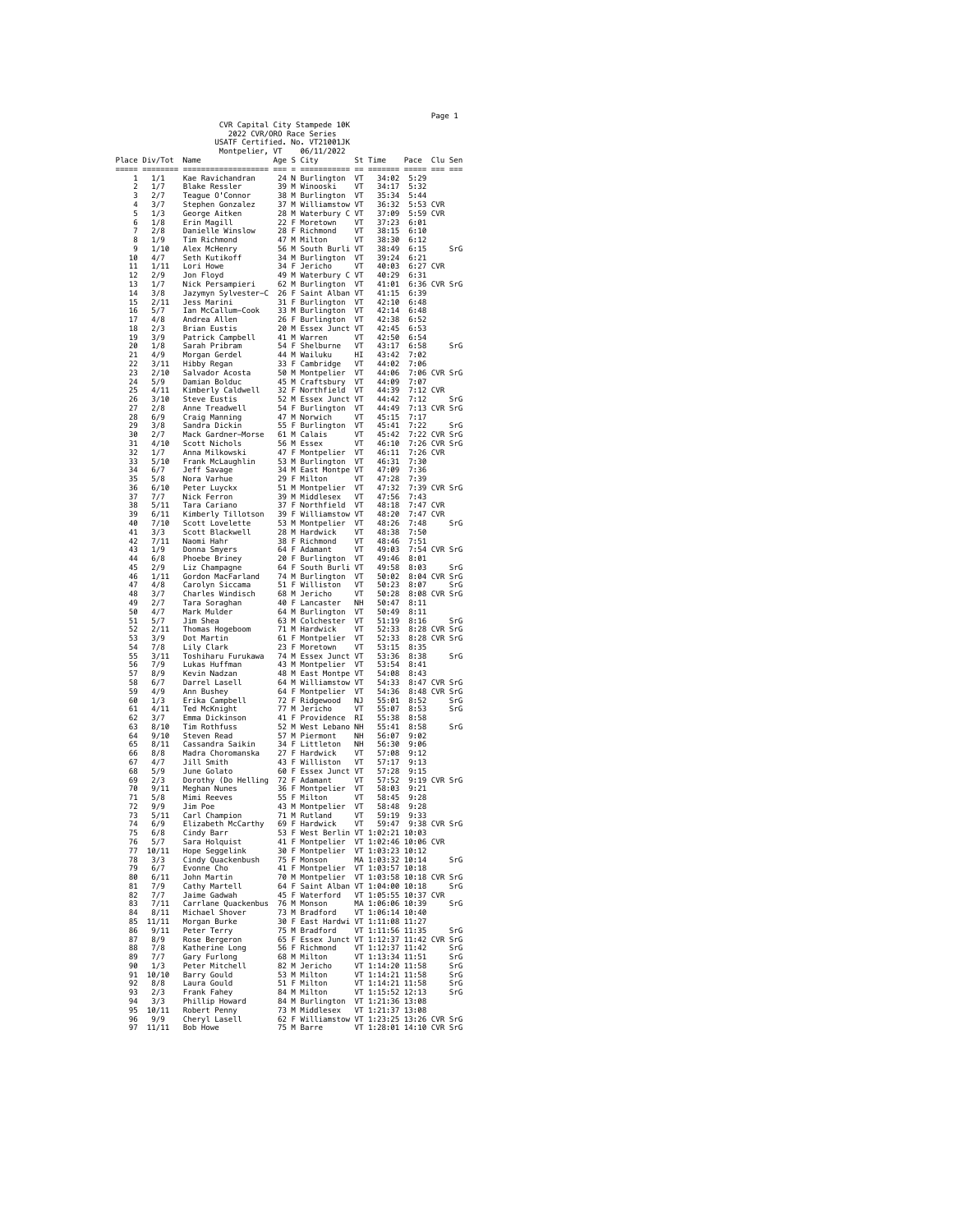# CVR Capital City Stampede 10K

2022 CVR/ORO Race Series
USATF Certified. No. VT21001JK
Montpelier, VT 06/11/2022

| Place | Div/Tot | Name | Age | S | City | St | Time | Pace | Clu | Sen |
|---|---|---|---|---|---|---|---|---|---|---|
| 1 | 1/1 | Kae Ravichandran | 24 | N | Burlington | VT | 34:02 | 5:29 | | |
| 2 | 1/7 | Blake Ressler | 39 | M | Winooski | VT | 34:17 | 5:32 | | |
| 3 | 2/7 | Teague O'Connor | 38 | M | Burlington | VT | 35:34 | 5:44 | | |
| 4 | 3/7 | Stephen Gonzalez | 37 | M | Williamstow | VT | 36:32 | 5:53 | CVR | |
| 5 | 1/3 | George Aitken | 28 | M | Waterbury C | VT | 37:09 | 5:59 | CVR | |
| 6 | 1/8 | Erin Magill | 22 | F | Moretown | VT | 37:23 | 6:01 | | |
| 7 | 2/8 | Danielle Winslow | 28 | F | Richmond | VT | 38:15 | 6:10 | | |
| 8 | 1/9 | Tim Richmond | 47 | M | Milton | VT | 38:30 | 6:12 | | |
| 9 | 1/10 | Alex McHenry | 56 | M | South Burli | VT | 38:49 | 6:15 | | SrG |
| 10 | 4/7 | Seth Kutikoff | 34 | M | Burlington | VT | 39:24 | 6:21 | | |
| 11 | 1/11 | Lori Howe | 34 | F | Jericho | VT | 40:03 | 6:27 | CVR | |
| 12 | 2/9 | Jon Floyd | 49 | M | Waterbury C | VT | 40:29 | 6:31 | | |
| 13 | 1/7 | Nick Persampieri | 62 | M | Burlington | VT | 41:01 | 6:36 | CVR | SrG |
| 14 | 3/8 | Jazymyn Sylvester-C | 26 | F | Saint Alban | VT | 41:15 | 6:39 | | |
| 15 | 2/11 | Jess Marini | 31 | F | Burlington | VT | 42:10 | 6:48 | | |
| 16 | 5/7 | Ian McCallum-Cook | 33 | M | Burlington | VT | 42:14 | 6:48 | | |
| 17 | 4/8 | Andrea Allen | 26 | F | Burlington | VT | 42:38 | 6:52 | | |
| 18 | 2/3 | Brian Eustis | 20 | M | Essex Junct | VT | 42:45 | 6:53 | | |
| 19 | 3/9 | Patrick Campbell | 41 | M | Warren | VT | 42:50 | 6:54 | | |
| 20 | 1/8 | Sarah Pribram | 54 | F | Shelburne | VT | 43:17 | 6:58 | | SrG |
| 21 | 4/9 | Morgan Gerdel | 44 | M | Wailuku | HI | 43:42 | 7:02 | | |
| 22 | 3/11 | Hibby Regan | 33 | F | Cambridge | VT | 44:02 | 7:06 | | |
| 23 | 2/10 | Salvador Acosta | 50 | M | Montpelier | VT | 44:06 | 7:06 | CVR | SrG |
| 24 | 5/9 | Damian Bolduc | 45 | M | Craftsbury | VT | 44:09 | 7:07 | | |
| 25 | 4/11 | Kimberly Caldwell | 32 | F | Northfield | VT | 44:39 | 7:12 | CVR | |
| 26 | 3/10 | Steve Eustis | 52 | M | Essex Junct | VT | 44:42 | 7:12 | | SrG |
| 27 | 2/8 | Anne Treadwell | 54 | F | Burlington | VT | 44:49 | 7:13 | CVR | SrG |
| 28 | 6/9 | Craig Manning | 47 | M | Norwich | VT | 45:15 | 7:17 | | |
| 29 | 3/8 | Sandra Dickin | 55 | F | Burlington | VT | 45:41 | 7:22 | | SrG |
| 30 | 2/7 | Mack Gardner-Morse | 61 | M | Calais | VT | 45:42 | 7:22 | CVR | SrG |
| 31 | 4/10 | Scott Nichols | 56 | M | Essex | VT | 46:10 | 7:26 | CVR | SrG |
| 32 | 1/7 | Anna Milkowski | 47 | F | Montpelier | VT | 46:11 | 7:26 | CVR | |
| 33 | 5/10 | Frank McLaughlin | 53 | M | Burlington | VT | 46:31 | 7:30 | | |
| 34 | 6/7 | Jeff Savage | 34 | M | East Montpe | VT | 47:09 | 7:36 | | |
| 35 | 5/8 | Nora Varhue | 29 | F | Milton | VT | 47:28 | 7:39 | | |
| 36 | 6/10 | Peter Luyckx | 51 | M | Montpelier | VT | 47:32 | 7:39 | CVR | SrG |
| 37 | 7/7 | Nick Ferron | 39 | M | Middlesex | VT | 47:56 | 7:43 | | |
| 38 | 5/11 | Tara Cariano | 37 | F | Northfield | VT | 48:18 | 7:47 | CVR | |
| 39 | 6/11 | Kimberly Tillotson | 39 | F | Williamstow | VT | 48:20 | 7:47 | CVR | |
| 40 | 7/10 | Scott Lovelette | 53 | M | Montpelier | VT | 48:26 | 7:48 | | SrG |
| 41 | 3/3 | Scott Blackwell | 28 | M | Hardwick | VT | 48:38 | 7:50 | | |
| 42 | 7/11 | Naomi Hahr | 38 | F | Richmond | VT | 48:46 | 7:51 | | |
| 43 | 1/9 | Donna Smyers | 64 | F | Adamant | VT | 49:03 | 7:54 | CVR | SrG |
| 44 | 6/8 | Phoebe Briney | 20 | F | Burlington | VT | 49:46 | 8:01 | | |
| 45 | 2/9 | Liz Champagne | 64 | F | South Burli | VT | 49:58 | 8:03 | | SrG |
| 46 | 1/11 | Gordon MacFarland | 74 | M | Burlington | VT | 50:02 | 8:04 | CVR | SrG |
| 47 | 4/8 | Carolyn Siccama | 51 | F | Williston | VT | 50:23 | 8:07 | | SrG |
| 48 | 3/7 | Charles Windisch | 68 | M | Jericho | VT | 50:28 | 8:08 | CVR | SrG |
| 49 | 2/7 | Tara Soraghan | 40 | F | Lancaster | NH | 50:47 | 8:11 | | |
| 50 | 4/7 | Mark Mulder | 64 | M | Burlington | VT | 50:49 | 8:11 | | |
| 51 | 5/7 | Jim Shea | 63 | M | Colchester | VT | 51:19 | 8:16 | | SrG |
| 52 | 2/11 | Thomas Hogeboom | 71 | M | Hardwick | VT | 52:33 | 8:28 | CVR | SrG |
| 53 | 3/9 | Dot Martin | 61 | F | Montpelier | VT | 52:33 | 8:28 | CVR | SrG |
| 54 | 7/8 | Lily Clark | 23 | F | Moretown | VT | 53:15 | 8:35 | | |
| 55 | 3/11 | Toshiharu Furukawa | 74 | M | Essex Junct | VT | 53:36 | 8:38 | | SrG |
| 56 | 7/9 | Lukas Huffman | 43 | M | Montpelier | VT | 53:54 | 8:41 | | |
| 57 | 8/9 | Kevin Nadzan | 48 | M | East Montpe | VT | 54:08 | 8:43 | | |
| 58 | 6/7 | Darrel Lasell | 64 | M | Williamstow | VT | 54:33 | 8:47 | CVR | SrG |
| 59 | 4/9 | Ann Bushey | 64 | F | Montpelier | VT | 54:36 | 8:48 | CVR | SrG |
| 60 | 1/3 | Erika Campbell | 72 | F | Ridgewood | NJ | 55:01 | 8:52 | | SrG |
| 61 | 4/11 | Ted McKnight | 77 | M | Jericho | VT | 55:07 | 8:53 | | SrG |
| 62 | 3/7 | Emma Dickinson | 41 | F | Providence | RI | 55:38 | 8:58 | | |
| 63 | 8/10 | Tim Rothfuss | 52 | M | West Lebano | NH | 55:41 | 8:58 | | SrG |
| 64 | 9/10 | Steven Read | 57 | M | Piermont | NH | 56:07 | 9:02 | | |
| 65 | 8/11 | Cassandra Saikin | 34 | F | Littleton | NH | 56:30 | 9:06 | | |
| 66 | 8/8 | Madra Choromanska | 27 | F | Hardwick | VT | 57:08 | 9:12 | | |
| 67 | 4/7 | Jill Smith | 43 | F | Williston | VT | 57:17 | 9:13 | | |
| 68 | 5/9 | June Golato | 60 | F | Essex Junct | VT | 57:28 | 9:15 | | |
| 69 | 2/3 | Dorothy (Do Helling | 72 | F | Adamant | VT | 57:52 | 9:19 | CVR | SrG |
| 70 | 9/11 | Meghan Nunes | 36 | F | Montpelier | VT | 58:03 | 9:21 | | |
| 71 | 5/8 | Mimi Reeves | 55 | F | Milton | VT | 58:45 | 9:28 | | |
| 72 | 9/9 | Jim Poe | 43 | M | Montpelier | VT | 58:48 | 9:28 | | |
| 73 | 5/11 | Carl Champion | 71 | M | Rutland | VT | 59:19 | 9:33 | | |
| 74 | 6/9 | Elizabeth McCarthy | 69 | F | Hardwick | VT | 59:47 | 9:38 | CVR | SrG |
| 75 | 6/8 | Cindy Barr | 53 | F | West Berlin | VT | 1:02:21 | 10:03 | | |
| 76 | 5/7 | Sara Holquist | 41 | F | Montpelier | VT | 1:02:46 | 10:06 | CVR | |
| 77 | 10/11 | Hope Seggelink | 30 | F | Montpelier | VT | 1:03:23 | 10:12 | | |
| 78 | 3/3 | Cindy Quackenbush | 75 | F | Monson | MA | 1:03:32 | 10:14 | | SrG |
| 79 | 6/7 | Evonne Cho | 41 | F | Montpelier | VT | 1:03:57 | 10:18 | | |
| 80 | 6/11 | John Martin | 70 | M | Montpelier | VT | 1:03:58 | 10:18 | CVR | SrG |
| 81 | 7/9 | Cathy Martell | 64 | F | Saint Alban | VT | 1:04:00 | 10:18 | | SrG |
| 82 | 7/7 | Jaime Gadwah | 45 | F | Waterford | VT | 1:05:55 | 10:37 | CVR | |
| 83 | 7/11 | Carrlane Quackenbus | 76 | M | Monson | MA | 1:06:06 | 10:39 | | SrG |
| 84 | 8/11 | Michael Shover | 73 | M | Bradford | VT | 1:06:14 | 10:40 | | |
| 85 | 11/11 | Morgan Burke | 30 | F | East Hardwi | VT | 1:11:08 | 11:27 | | |
| 86 | 9/11 | Peter Terry | 75 | M | Bradford | VT | 1:11:56 | 11:35 | | SrG |
| 87 | 8/9 | Rose Bergeron | 65 | F | Essex Junct | VT | 1:12:37 | 11:42 | CVR | SrG |
| 88 | 7/8 | Katherine Long | 56 | F | Richmond | VT | 1:12:37 | 11:42 | | SrG |
| 89 | 7/7 | Gary Furlong | 68 | M | Milton | VT | 1:13:34 | 11:51 | | SrG |
| 90 | 1/3 | Peter Mitchell | 82 | M | Jericho | VT | 1:14:20 | 11:58 | | SrG |
| 91 | 10/10 | Barry Gould | 53 | M | Milton | VT | 1:14:21 | 11:58 | | SrG |
| 92 | 8/8 | Laura Gould | 51 | F | Milton | VT | 1:14:21 | 11:58 | | SrG |
| 93 | 2/3 | Frank Fahey | 84 | M | Milton | VT | 1:15:52 | 12:13 | | SrG |
| 94 | 3/3 | Phillip Howard | 84 | M | Burlington | VT | 1:21:36 | 13:08 | | |
| 95 | 10/11 | Robert Penny | 73 | M | Middlesex | VT | 1:21:37 | 13:08 | | |
| 96 | 9/9 | Cheryl Lasell | 62 | F | Williamstow | VT | 1:23:25 | 13:26 | CVR | SrG |
| 97 | 11/11 | Bob Howe | 75 | M | Barre | VT | 1:28:01 | 14:10 | CVR | SrG |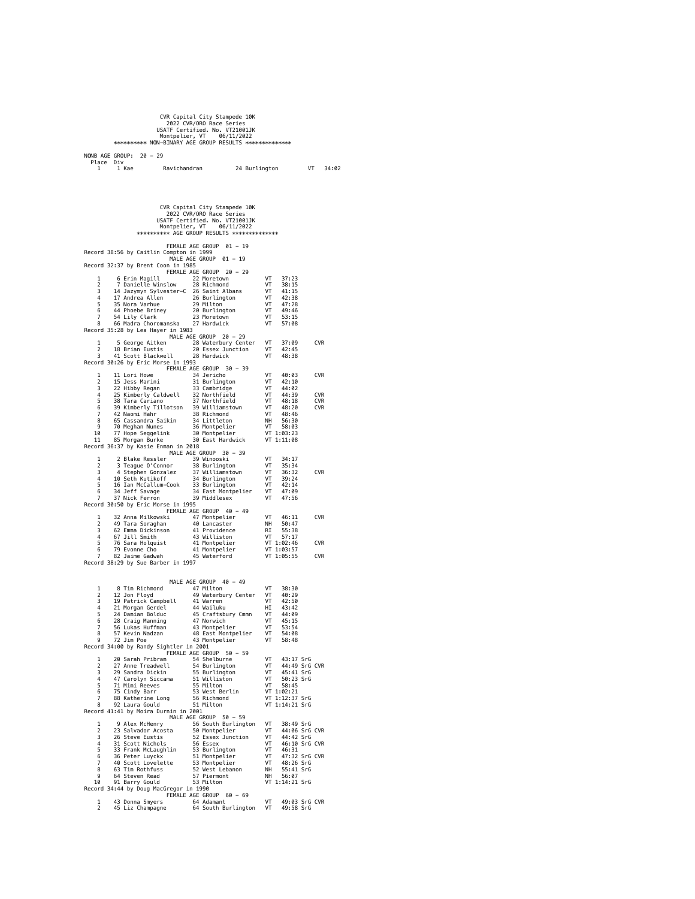CVR Capital City Stampede 10K
2022 CVR/ORO Race Series
USATF Certified. No. VT21001JK
Montpelier, VT 06/11/2022

********** NON-BINARY AGE GROUP RESULTS **************

NONB AGE GROUP: 20 - 29

| Place | Div | First | Last | Age | City | State | Time |
|---|---|---|---|---|---|---|---|
| 1 | 1 | Kae | Ravichandran | 24 | Burlington | VT | 34:02 |

CVR Capital City Stampede 10K
2022 CVR/ORO Race Series
USATF Certified. No. VT21001JK
Montpelier, VT 06/11/2022

********** AGE GROUP RESULTS **************

FEMALE AGE GROUP 01 - 19

Record 38:56 by Caitlin Compton in 1999

MALE AGE GROUP 01 - 19

Record 32:37 by Brent Coon in 1985

FEMALE AGE GROUP 20 - 29

| Place | Overall | Name | Age | City | State | Time | Notes |
|---|---|---|---|---|---|---|---|
| 1 | 6 | Erin Magill | 22 | Moretown | VT | 37:23 | |
| 2 | 7 | Danielle Winslow | 28 | Richmond | VT | 38:15 | |
| 3 | 14 | Jazymyn Sylvester-C | 26 | Saint Albans | VT | 41:15 | |
| 4 | 17 | Andrea Allen | 26 | Burlington | VT | 42:38 | |
| 5 | 35 | Nora Varhue | 29 | Milton | VT | 47:28 | |
| 6 | 44 | Phoebe Briney | 20 | Burlington | VT | 49:46 | |
| 7 | 54 | Lily Clark | 23 | Moretown | VT | 53:15 | |
| 8 | 66 | Madra Choromanska | 27 | Hardwick | VT | 57:08 | |

Record 35:28 by Lea Hayer in 1983

MALE AGE GROUP 20 - 29

| Place | Overall | Name | Age | City | State | Time | Notes |
|---|---|---|---|---|---|---|---|
| 1 | 5 | George Aitken | 28 | Waterbury Center | VT | 37:09 | CVR |
| 2 | 18 | Brian Eustis | 20 | Essex Junction | VT | 42:45 | |
| 3 | 41 | Scott Blackwell | 28 | Hardwick | VT | 48:38 | |

Record 30:26 by Eric Morse in 1993

FEMALE AGE GROUP 30 - 39

| Place | Overall | Name | Age | City | State | Time | Notes |
|---|---|---|---|---|---|---|---|
| 1 | 11 | Lori Howe | 34 | Jericho | VT | 40:03 | CVR |
| 2 | 15 | Jess Marini | 31 | Burlington | VT | 42:10 | |
| 3 | 22 | Hibby Regan | 33 | Cambridge | VT | 44:02 | |
| 4 | 25 | Kimberly Caldwell | 32 | Northfield | VT | 44:39 | CVR |
| 5 | 38 | Tara Cariano | 37 | Northfield | VT | 48:18 | CVR |
| 6 | 39 | Kimberly Tillotson | 39 | Williamstown | VT | 48:20 | CVR |
| 7 | 42 | Naomi Hahr | 38 | Richmond | VT | 48:46 | |
| 8 | 65 | Cassandra Saikin | 34 | Littleton | NH | 56:30 | |
| 9 | 70 | Meghan Nunes | 36 | Montpelier | VT | 58:03 | |
| 10 | 77 | Hope Seggelink | 30 | Montpelier | VT | 1:03:23 | |
| 11 | 85 | Morgan Burke | 30 | East Hardwick | VT | 1:11:08 | |

Record 36:37 by Kasie Enman in 2018

MALE AGE GROUP 30 - 39

| Place | Overall | Name | Age | City | State | Time | Notes |
|---|---|---|---|---|---|---|---|
| 1 | 2 | Blake Ressler | 39 | Winooski | VT | 34:17 | |
| 2 | 3 | Teague O'Connor | 38 | Burlington | VT | 35:34 | |
| 3 | 4 | Stephen Gonzalez | 37 | Williamstown | VT | 36:32 | CVR |
| 4 | 10 | Seth Kutikoff | 34 | Burlington | VT | 39:24 | |
| 5 | 16 | Ian McCallum-Cook | 33 | Burlington | VT | 42:14 | |
| 6 | 34 | Jeff Savage | 34 | East Montpelier | VT | 47:09 | |
| 7 | 37 | Nick Ferron | 39 | Middlesex | VT | 47:56 | |

Record 30:50 by Eric Morse in 1995

FEMALE AGE GROUP 40 - 49

| Place | Overall | Name | Age | City | State | Time | Notes |
|---|---|---|---|---|---|---|---|
| 1 | 32 | Anna Milkowski | 47 | Montpelier | VT | 46:11 | CVR |
| 2 | 49 | Tara Soraghan | 40 | Lancaster | NH | 50:47 | |
| 3 | 62 | Emma Dickinson | 41 | Providence | RI | 55:38 | |
| 4 | 67 | Jill Smith | 43 | Williston | VT | 57:17 | |
| 5 | 76 | Sara Holquist | 41 | Montpelier | VT | 1:02:46 | CVR |
| 6 | 79 | Evonne Cho | 41 | Montpelier | VT | 1:03:57 | |
| 7 | 82 | Jaime Gadwah | 45 | Waterford | VT | 1:05:55 | CVR |

Record 38:29 by Sue Barber in 1997

MALE AGE GROUP 40 - 49

| Place | Overall | Name | Age | City | State | Time | Notes |
|---|---|---|---|---|---|---|---|
| 1 | 8 | Tim Richmond | 47 | Milton | VT | 38:30 | |
| 2 | 12 | Jon Floyd | 49 | Waterbury Center | VT | 40:29 | |
| 3 | 19 | Patrick Campbell | 41 | Warren | VT | 42:50 | |
| 4 | 21 | Morgan Gerdel | 44 | Wailuku | HI | 43:42 | |
| 5 | 24 | Damian Bolduc | 45 | Craftsbury Cmmn | VT | 44:09 | |
| 6 | 28 | Craig Manning | 47 | Norwich | VT | 45:15 | |
| 7 | 56 | Lukas Huffman | 43 | Montpelier | VT | 53:54 | |
| 8 | 57 | Kevin Nadzan | 48 | East Montpelier | VT | 54:08 | |
| 9 | 72 | Jim Poe | 43 | Montpelier | VT | 58:48 | |

Record 34:00 by Randy Sightler in 2001

FEMALE AGE GROUP 50 - 59

| Place | Overall | Name | Age | City | State | Time | Notes |
|---|---|---|---|---|---|---|---|
| 1 | 20 | Sarah Pribram | 54 | Shelburne | VT | 43:17 | SrG |
| 2 | 27 | Anne Treadwell | 54 | Burlington | VT | 44:49 | SrG CVR |
| 3 | 29 | Sandra Dickin | 55 | Burlington | VT | 45:41 | SrG |
| 4 | 47 | Carolyn Siccama | 51 | Williston | VT | 50:23 | SrG |
| 5 | 71 | Mimi Reeves | 55 | Milton | VT | 58:45 | |
| 6 | 75 | Cindy Barr | 53 | West Berlin | VT | 1:02:21 | |
| 7 | 88 | Katherine Long | 56 | Richmond | VT | 1:12:37 | SrG |
| 8 | 92 | Laura Gould | 51 | Milton | VT | 1:14:21 | SrG |

Record 41:41 by Moira Durnin in 2001

MALE AGE GROUP 50 - 59

| Place | Overall | Name | Age | City | State | Time | Notes |
|---|---|---|---|---|---|---|---|
| 1 | 9 | Alex McHenry | 56 | South Burlington | VT | 38:49 | SrG |
| 2 | 23 | Salvador Acosta | 50 | Montpelier | VT | 44:06 | SrG CVR |
| 3 | 26 | Steve Eustis | 52 | Essex Junction | VT | 44:42 | SrG |
| 4 | 31 | Scott Nichols | 56 | Essex | VT | 46:10 | SrG CVR |
| 5 | 33 | Frank McLaughlin | 53 | Burlington | VT | 46:31 | |
| 6 | 36 | Peter Luyckx | 51 | Montpelier | VT | 47:32 | SrG CVR |
| 7 | 40 | Scott Lovelette | 53 | Montpelier | VT | 48:26 | SrG |
| 8 | 63 | Tim Rothfuss | 52 | West Lebanon | NH | 55:41 | SrG |
| 9 | 64 | Steven Read | 57 | Piermont | NH | 56:07 | |
| 10 | 91 | Barry Gould | 53 | Milton | VT | 1:14:21 | SrG |

Record 34:44 by Doug MacGregor in 1990

FEMALE AGE GROUP 60 - 69

| Place | Overall | Name | Age | City | State | Time | Notes |
|---|---|---|---|---|---|---|---|
| 1 | 43 | Donna Smyers | 64 | Adamant | VT | 49:03 | SrG CVR |
| 2 | 45 | Liz Champagne | 64 | South Burlington | VT | 49:58 | SrG |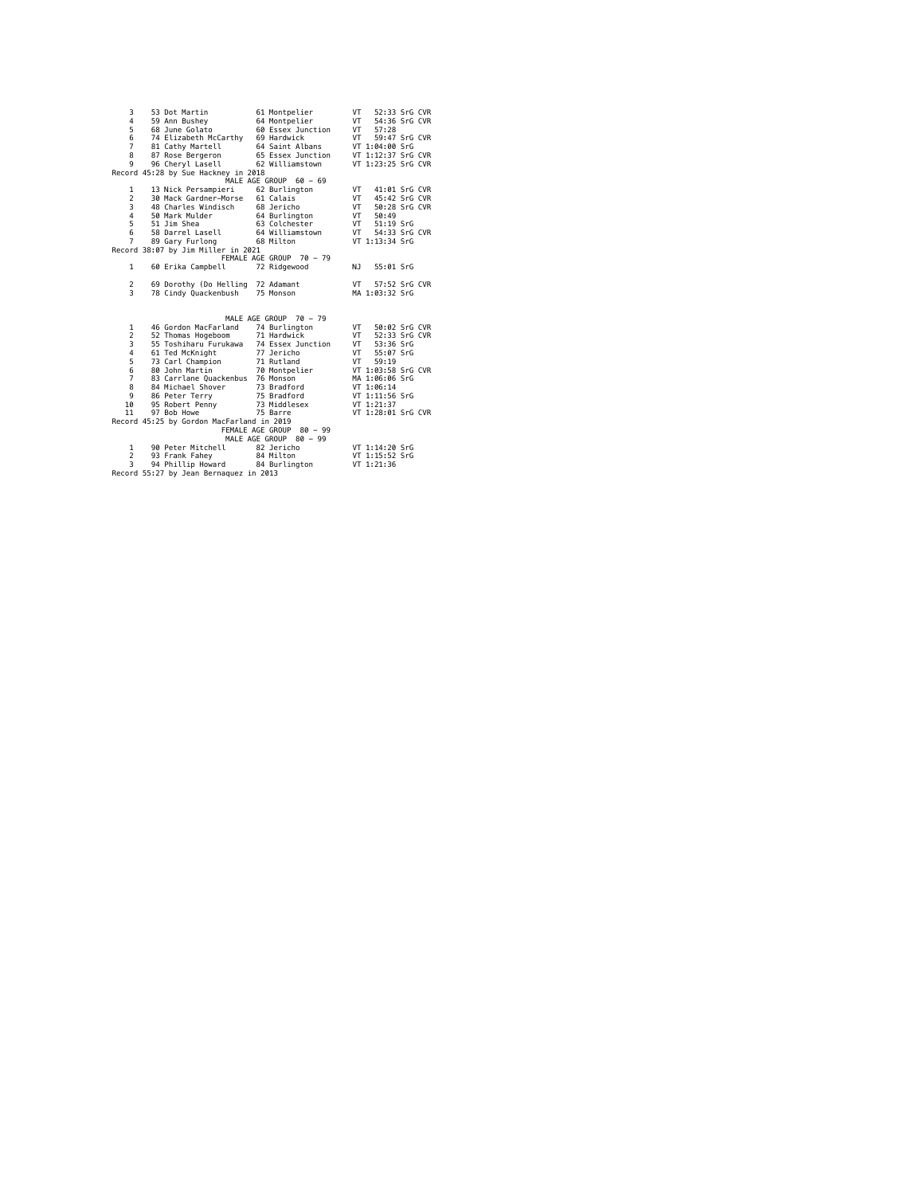| | | | | | | | |
|---|---|---|---|---|---|---|---|
| 3 | 53 | Dot Martin | 61 | Montpelier | VT | 52:33 | SrG CVR |
| 4 | 59 | Ann Bushey | 64 | Montpelier | VT | 54:36 | SrG CVR |
| 5 | 68 | June Golato | 60 | Essex Junction | VT | 57:28 | |
| 6 | 74 | Elizabeth McCarthy | 69 | Hardwick | VT | 59:47 | SrG CVR |
| 7 | 81 | Cathy Martell | 64 | Saint Albans | VT | 1:04:00 | SrG |
| 8 | 87 | Rose Bergeron | 65 | Essex Junction | VT | 1:12:37 | SrG CVR |
| 9 | 96 | Cheryl Lasell | 62 | Williamstown | VT | 1:23:25 | SrG CVR |

Record 45:28 by Sue Hackney in 2018

MALE AGE GROUP 60 - 69

| | | | | | | | |
|---|---|---|---|---|---|---|---|
| 1 | 13 | Nick Persampieri | 62 | Burlington | VT | 41:01 | SrG CVR |
| 2 | 30 | Mack Gardner-Morse | 61 | Calais | VT | 45:42 | SrG CVR |
| 3 | 48 | Charles Windisch | 68 | Jericho | VT | 50:28 | SrG CVR |
| 4 | 50 | Mark Mulder | 64 | Burlington | VT | 50:49 | |
| 5 | 51 | Jim Shea | 63 | Colchester | VT | 51:19 | SrG |
| 6 | 58 | Darrel Lasell | 64 | Williamstown | VT | 54:33 | SrG CVR |
| 7 | 89 | Gary Furlong | 68 | Milton | VT | 1:13:34 | SrG |

Record 38:07 by Jim Miller in 2021

FEMALE AGE GROUP 70 - 79

| | | | | | | | |
|---|---|---|---|---|---|---|---|
| 1 | 60 | Erika Campbell | 72 | Ridgewood | NJ | 55:01 | SrG |
| 2 | 69 | Dorothy (Do Helling | 72 | Adamant | VT | 57:52 | SrG CVR |
| 3 | 78 | Cindy Quackenbush | 75 | Monson | MA | 1:03:32 | SrG |

MALE AGE GROUP 70 - 79

| | | | | | | | |
|---|---|---|---|---|---|---|---|
| 1 | 46 | Gordon MacFarland | 74 | Burlington | VT | 50:02 | SrG CVR |
| 2 | 52 | Thomas Hogeboom | 71 | Hardwick | VT | 52:33 | SrG CVR |
| 3 | 55 | Toshiharu Furukawa | 74 | Essex Junction | VT | 53:36 | SrG |
| 4 | 61 | Ted McKnight | 77 | Jericho | VT | 55:07 | SrG |
| 5 | 73 | Carl Champion | 71 | Rutland | VT | 59:19 | |
| 6 | 80 | John Martin | 70 | Montpelier | VT | 1:03:58 | SrG CVR |
| 7 | 83 | Carrlane Quackenbus | 76 | Monson | MA | 1:06:06 | SrG |
| 8 | 84 | Michael Shover | 73 | Bradford | VT | 1:06:14 | |
| 9 | 86 | Peter Terry | 75 | Bradford | VT | 1:11:56 | SrG |
| 10 | 95 | Robert Penny | 73 | Middlesex | VT | 1:21:37 | |
| 11 | 97 | Bob Howe | 75 | Barre | VT | 1:28:01 | SrG CVR |

Record 45:25 by Gordon MacFarland in 2019

FEMALE AGE GROUP 80 - 99

MALE AGE GROUP 80 - 99

| | | | | | | | |
|---|---|---|---|---|---|---|---|
| 1 | 90 | Peter Mitchell | 82 | Jericho | VT | 1:14:20 | SrG |
| 2 | 93 | Frank Fahey | 84 | Milton | VT | 1:15:52 | SrG |
| 3 | 94 | Phillip Howard | 84 | Burlington | VT | 1:21:36 | |

Record 55:27 by Jean Bernaquez in 2013